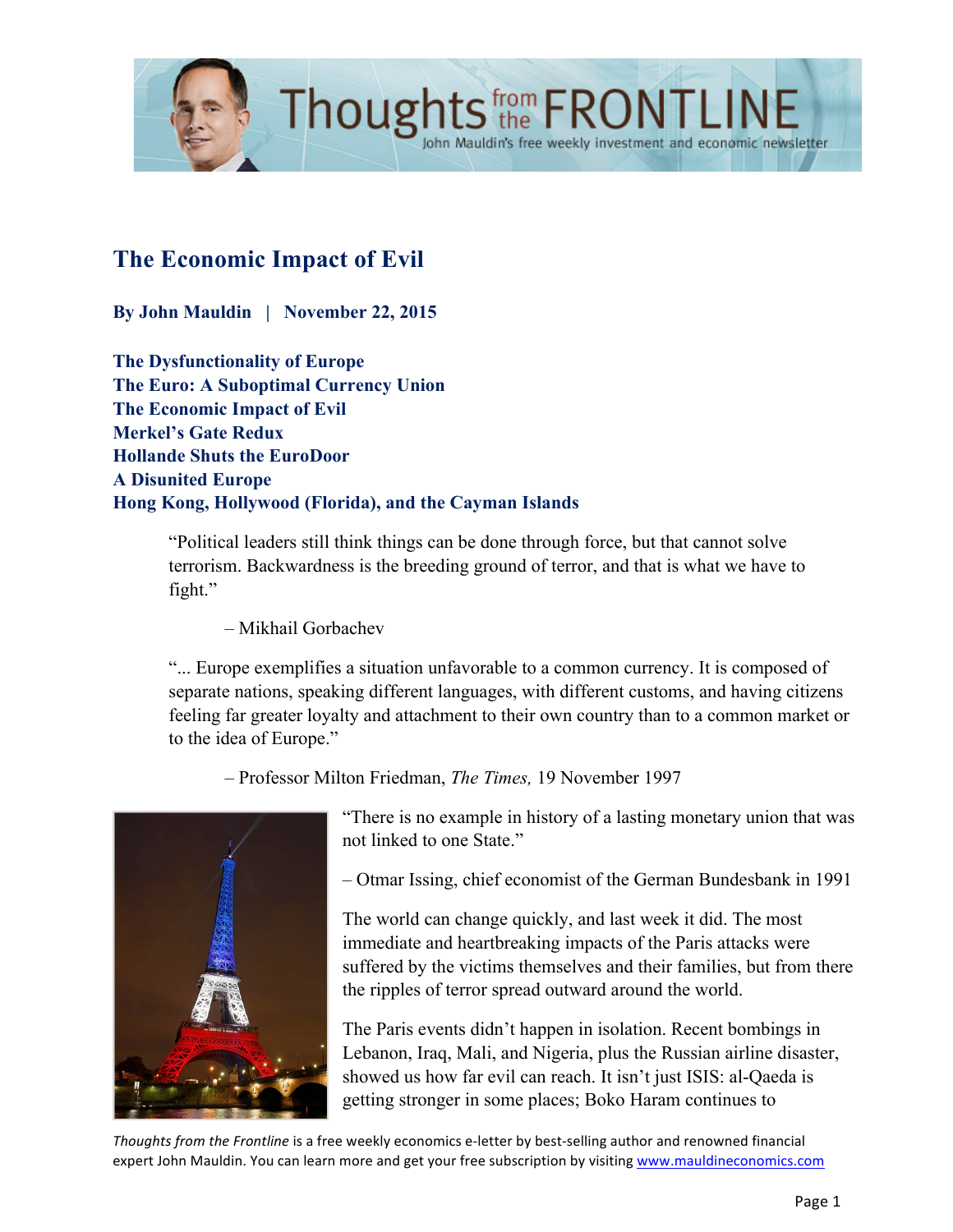# The Economic Impact of Evil

**By John Mauldin | November 22, 2015**

**The Dysfunctionality of Europe**
**The Euro: A Suboptimal Currency Union**
**The Economic Impact of Evil**
**Merkel's Gate Redux**
**Hollande Shuts the EuroDoor**
**A Disunited Europe**
**Hong Kong, Hollywood (Florida), and the Cayman Islands**

> "Political leaders still think things can be done through force, but that cannot solve terrorism. Backwardness is the breeding ground of terror, and that is what we have to fight."
>
> – Mikhail Gorbachev

> "... Europe exemplifies a situation unfavorable to a common currency. It is composed of separate nations, speaking different languages, with different customs, and having citizens feeling far greater loyalty and attachment to their own country than to a common market or to the idea of Europe."
>
> – Professor Milton Friedman, *The Times,* 19 November 1997

> "There is no example in history of a lasting monetary union that was not linked to one State."
>
> – Otmar Issing, chief economist of the German Bundesbank in 1991

The world can change quickly, and last week it did. The most immediate and heartbreaking impacts of the Paris attacks were suffered by the victims themselves and their families, but from there the ripples of terror spread outward around the world.

The Paris events didn't happen in isolation. Recent bombings in Lebanon, Iraq, Mali, and Nigeria, plus the Russian airline disaster, showed us how far evil can reach. It isn't just ISIS: al-Qaeda is getting stronger in some places; Boko Haram continues to

*Thoughts from the Frontline* is a free weekly economics e-letter by best-selling author and renowned financial expert John Mauldin. You can learn more and get your free subscription by visiting www.mauldineconomics.com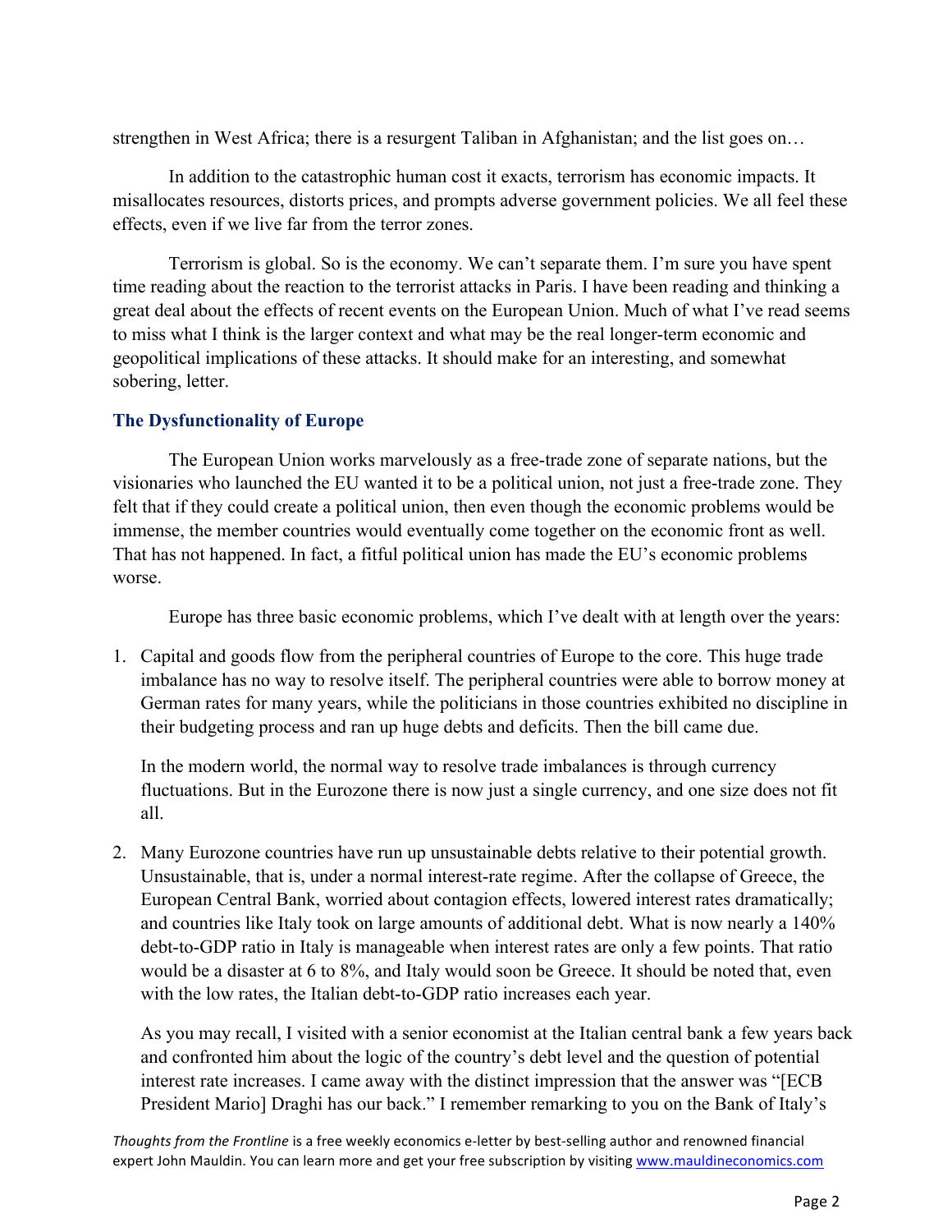strengthen in West Africa; there is a resurgent Taliban in Afghanistan; and the list goes on…

In addition to the catastrophic human cost it exacts, terrorism has economic impacts. It misallocates resources, distorts prices, and prompts adverse government policies. We all feel these effects, even if we live far from the terror zones.

Terrorism is global. So is the economy. We can't separate them. I'm sure you have spent time reading about the reaction to the terrorist attacks in Paris. I have been reading and thinking a great deal about the effects of recent events on the European Union. Much of what I've read seems to miss what I think is the larger context and what may be the real longer-term economic and geopolitical implications of these attacks. It should make for an interesting, and somewhat sobering, letter.

### The Dysfunctionality of Europe

The European Union works marvelously as a free-trade zone of separate nations, but the visionaries who launched the EU wanted it to be a political union, not just a free-trade zone. They felt that if they could create a political union, then even though the economic problems would be immense, the member countries would eventually come together on the economic front as well. That has not happened. In fact, a fitful political union has made the EU's economic problems worse.

Europe has three basic economic problems, which I've dealt with at length over the years:

1. Capital and goods flow from the peripheral countries of Europe to the core. This huge trade imbalance has no way to resolve itself. The peripheral countries were able to borrow money at German rates for many years, while the politicians in those countries exhibited no discipline in their budgeting process and ran up huge debts and deficits. Then the bill came due.

   In the modern world, the normal way to resolve trade imbalances is through currency fluctuations. But in the Eurozone there is now just a single currency, and one size does not fit all.

2. Many Eurozone countries have run up unsustainable debts relative to their potential growth. Unsustainable, that is, under a normal interest-rate regime. After the collapse of Greece, the European Central Bank, worried about contagion effects, lowered interest rates dramatically; and countries like Italy took on large amounts of additional debt. What is now nearly a 140% debt-to-GDP ratio in Italy is manageable when interest rates are only a few points. That ratio would be a disaster at 6 to 8%, and Italy would soon be Greece. It should be noted that, even with the low rates, the Italian debt-to-GDP ratio increases each year.

   As you may recall, I visited with a senior economist at the Italian central bank a few years back and confronted him about the logic of the country's debt level and the question of potential interest rate increases. I came away with the distinct impression that the answer was "[ECB President Mario] Draghi has our back." I remember remarking to you on the Bank of Italy's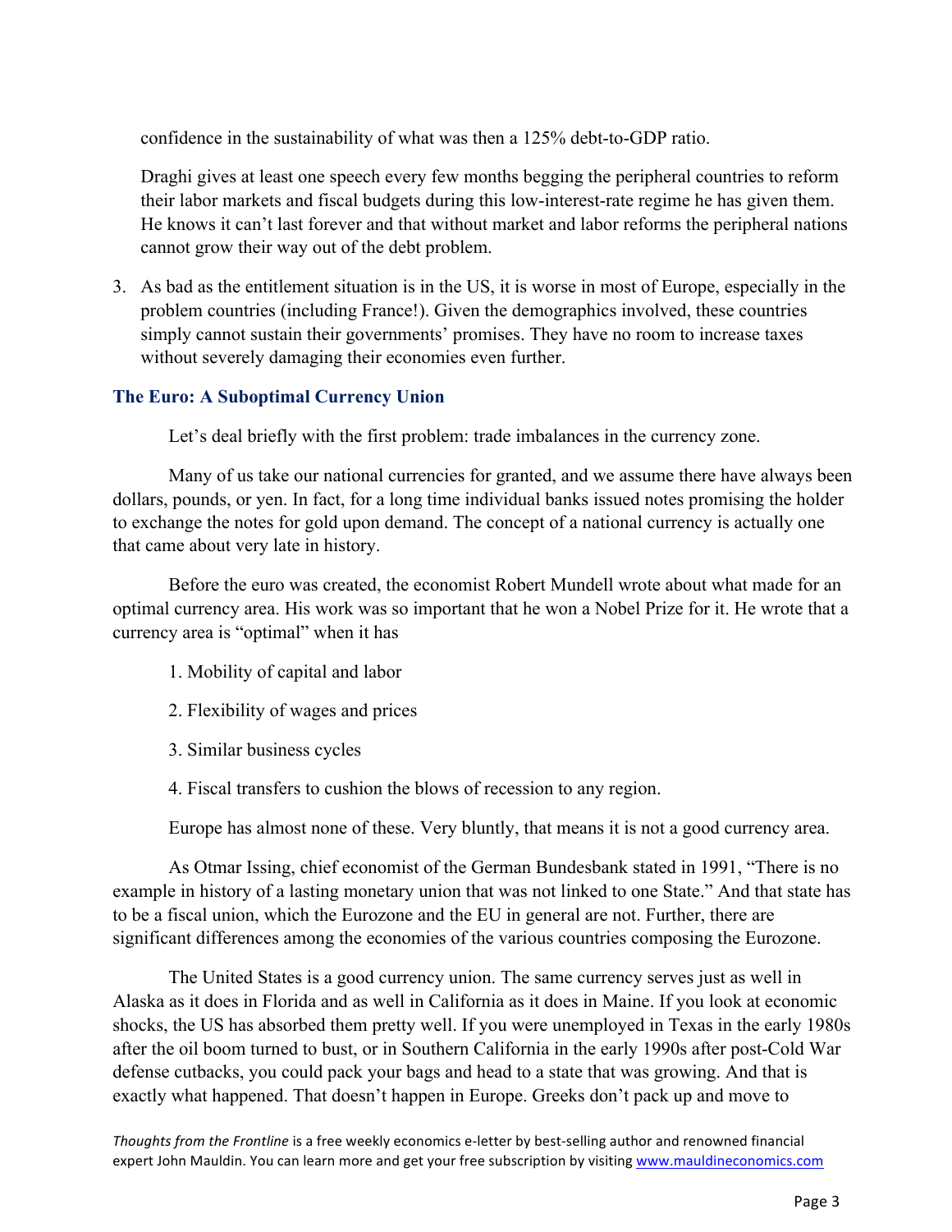confidence in the sustainability of what was then a 125% debt-to-GDP ratio.

Draghi gives at least one speech every few months begging the peripheral countries to reform their labor markets and fiscal budgets during this low-interest-rate regime he has given them. He knows it can't last forever and that without market and labor reforms the peripheral nations cannot grow their way out of the debt problem.

3. As bad as the entitlement situation is in the US, it is worse in most of Europe, especially in the problem countries (including France!). Given the demographics involved, these countries simply cannot sustain their governments' promises. They have no room to increase taxes without severely damaging their economies even further.

### The Euro: A Suboptimal Currency Union

Let's deal briefly with the first problem: trade imbalances in the currency zone.

Many of us take our national currencies for granted, and we assume there have always been dollars, pounds, or yen. In fact, for a long time individual banks issued notes promising the holder to exchange the notes for gold upon demand. The concept of a national currency is actually one that came about very late in history.

Before the euro was created, the economist Robert Mundell wrote about what made for an optimal currency area. His work was so important that he won a Nobel Prize for it. He wrote that a currency area is "optimal" when it has

1. Mobility of capital and labor
2. Flexibility of wages and prices
3. Similar business cycles
4. Fiscal transfers to cushion the blows of recession to any region.

Europe has almost none of these. Very bluntly, that means it is not a good currency area.

As Otmar Issing, chief economist of the German Bundesbank stated in 1991, "There is no example in history of a lasting monetary union that was not linked to one State." And that state has to be a fiscal union, which the Eurozone and the EU in general are not. Further, there are significant differences among the economies of the various countries composing the Eurozone.

The United States is a good currency union. The same currency serves just as well in Alaska as it does in Florida and as well in California as it does in Maine. If you look at economic shocks, the US has absorbed them pretty well. If you were unemployed in Texas in the early 1980s after the oil boom turned to bust, or in Southern California in the early 1990s after post-Cold War defense cutbacks, you could pack your bags and head to a state that was growing. And that is exactly what happened. That doesn't happen in Europe. Greeks don't pack up and move to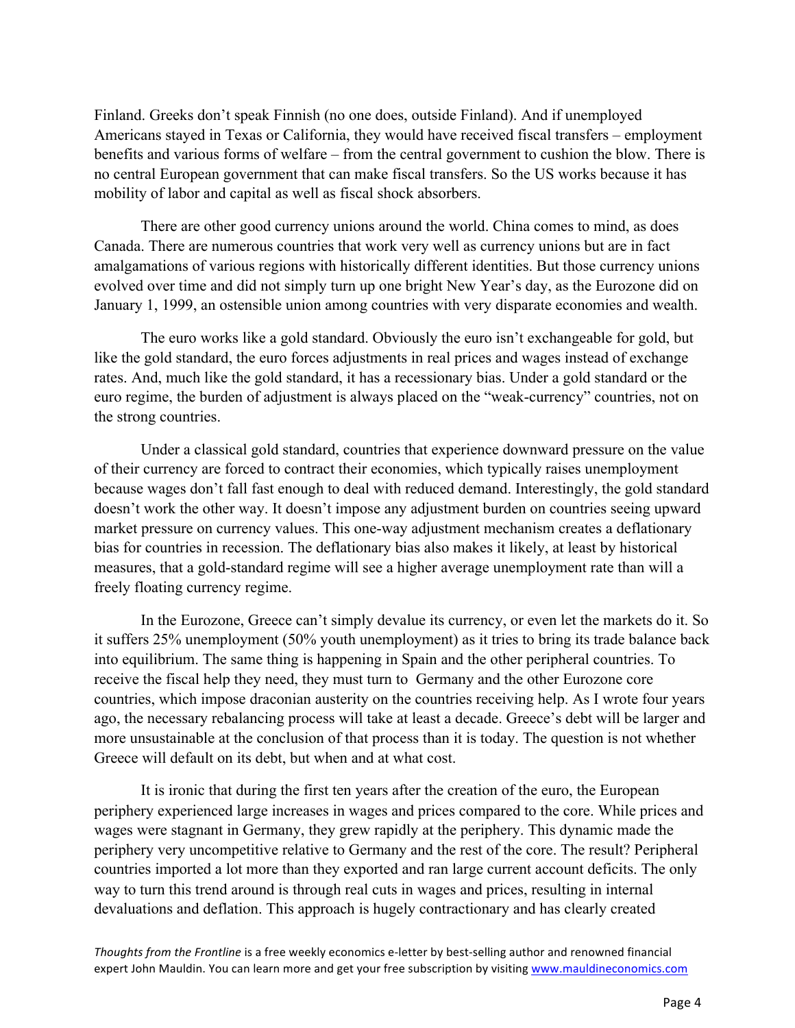Finland. Greeks don't speak Finnish (no one does, outside Finland). And if unemployed Americans stayed in Texas or California, they would have received fiscal transfers – employment benefits and various forms of welfare – from the central government to cushion the blow. There is no central European government that can make fiscal transfers. So the US works because it has mobility of labor and capital as well as fiscal shock absorbers.

There are other good currency unions around the world. China comes to mind, as does Canada. There are numerous countries that work very well as currency unions but are in fact amalgamations of various regions with historically different identities. But those currency unions evolved over time and did not simply turn up one bright New Year's day, as the Eurozone did on January 1, 1999, an ostensible union among countries with very disparate economies and wealth.

The euro works like a gold standard. Obviously the euro isn't exchangeable for gold, but like the gold standard, the euro forces adjustments in real prices and wages instead of exchange rates. And, much like the gold standard, it has a recessionary bias. Under a gold standard or the euro regime, the burden of adjustment is always placed on the "weak-currency" countries, not on the strong countries.

Under a classical gold standard, countries that experience downward pressure on the value of their currency are forced to contract their economies, which typically raises unemployment because wages don't fall fast enough to deal with reduced demand. Interestingly, the gold standard doesn't work the other way. It doesn't impose any adjustment burden on countries seeing upward market pressure on currency values. This one-way adjustment mechanism creates a deflationary bias for countries in recession. The deflationary bias also makes it likely, at least by historical measures, that a gold-standard regime will see a higher average unemployment rate than will a freely floating currency regime.

In the Eurozone, Greece can't simply devalue its currency, or even let the markets do it. So it suffers 25% unemployment (50% youth unemployment) as it tries to bring its trade balance back into equilibrium. The same thing is happening in Spain and the other peripheral countries. To receive the fiscal help they need, they must turn to Germany and the other Eurozone core countries, which impose draconian austerity on the countries receiving help. As I wrote four years ago, the necessary rebalancing process will take at least a decade. Greece's debt will be larger and more unsustainable at the conclusion of that process than it is today. The question is not whether Greece will default on its debt, but when and at what cost.

It is ironic that during the first ten years after the creation of the euro, the European periphery experienced large increases in wages and prices compared to the core. While prices and wages were stagnant in Germany, they grew rapidly at the periphery. This dynamic made the periphery very uncompetitive relative to Germany and the rest of the core. The result? Peripheral countries imported a lot more than they exported and ran large current account deficits. The only way to turn this trend around is through real cuts in wages and prices, resulting in internal devaluations and deflation. This approach is hugely contractionary and has clearly created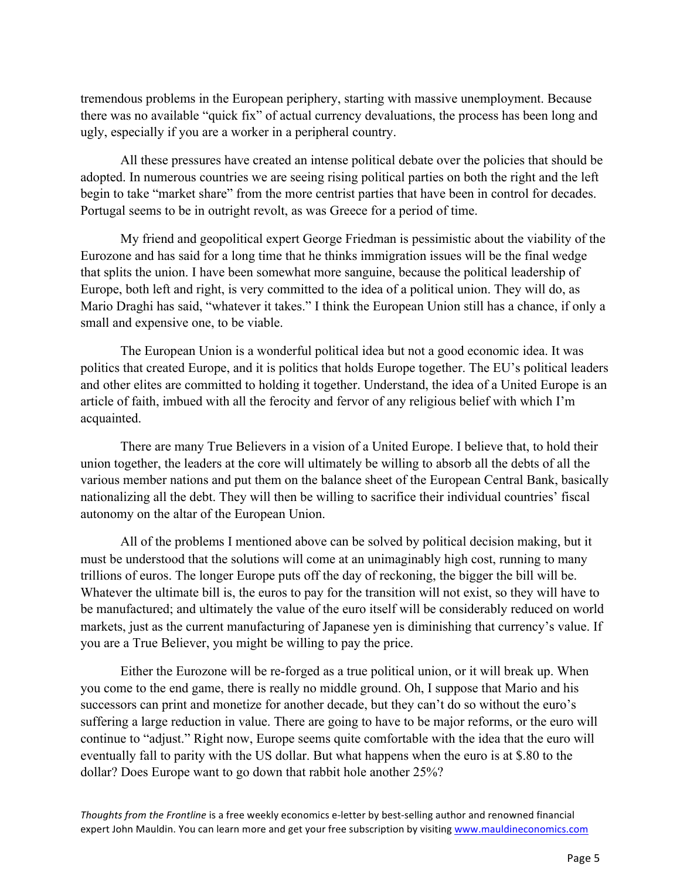tremendous problems in the European periphery, starting with massive unemployment. Because there was no available "quick fix" of actual currency devaluations, the process has been long and ugly, especially if you are a worker in a peripheral country.

All these pressures have created an intense political debate over the policies that should be adopted. In numerous countries we are seeing rising political parties on both the right and the left begin to take "market share" from the more centrist parties that have been in control for decades. Portugal seems to be in outright revolt, as was Greece for a period of time.

My friend and geopolitical expert George Friedman is pessimistic about the viability of the Eurozone and has said for a long time that he thinks immigration issues will be the final wedge that splits the union. I have been somewhat more sanguine, because the political leadership of Europe, both left and right, is very committed to the idea of a political union. They will do, as Mario Draghi has said, "whatever it takes." I think the European Union still has a chance, if only a small and expensive one, to be viable.

The European Union is a wonderful political idea but not a good economic idea. It was politics that created Europe, and it is politics that holds Europe together. The EU's political leaders and other elites are committed to holding it together. Understand, the idea of a United Europe is an article of faith, imbued with all the ferocity and fervor of any religious belief with which I'm acquainted.

There are many True Believers in a vision of a United Europe. I believe that, to hold their union together, the leaders at the core will ultimately be willing to absorb all the debts of all the various member nations and put them on the balance sheet of the European Central Bank, basically nationalizing all the debt. They will then be willing to sacrifice their individual countries' fiscal autonomy on the altar of the European Union.

All of the problems I mentioned above can be solved by political decision making, but it must be understood that the solutions will come at an unimaginably high cost, running to many trillions of euros. The longer Europe puts off the day of reckoning, the bigger the bill will be. Whatever the ultimate bill is, the euros to pay for the transition will not exist, so they will have to be manufactured; and ultimately the value of the euro itself will be considerably reduced on world markets, just as the current manufacturing of Japanese yen is diminishing that currency's value. If you are a True Believer, you might be willing to pay the price.

Either the Eurozone will be re-forged as a true political union, or it will break up. When you come to the end game, there is really no middle ground. Oh, I suppose that Mario and his successors can print and monetize for another decade, but they can't do so without the euro's suffering a large reduction in value. There are going to have to be major reforms, or the euro will continue to "adjust." Right now, Europe seems quite comfortable with the idea that the euro will eventually fall to parity with the US dollar. But what happens when the euro is at $.80 to the dollar? Does Europe want to go down that rabbit hole another 25%?

*Thoughts from the Frontline* is a free weekly economics e-letter by best-selling author and renowned financial expert John Mauldin. You can learn more and get your free subscription by visiting www.mauldineconomics.com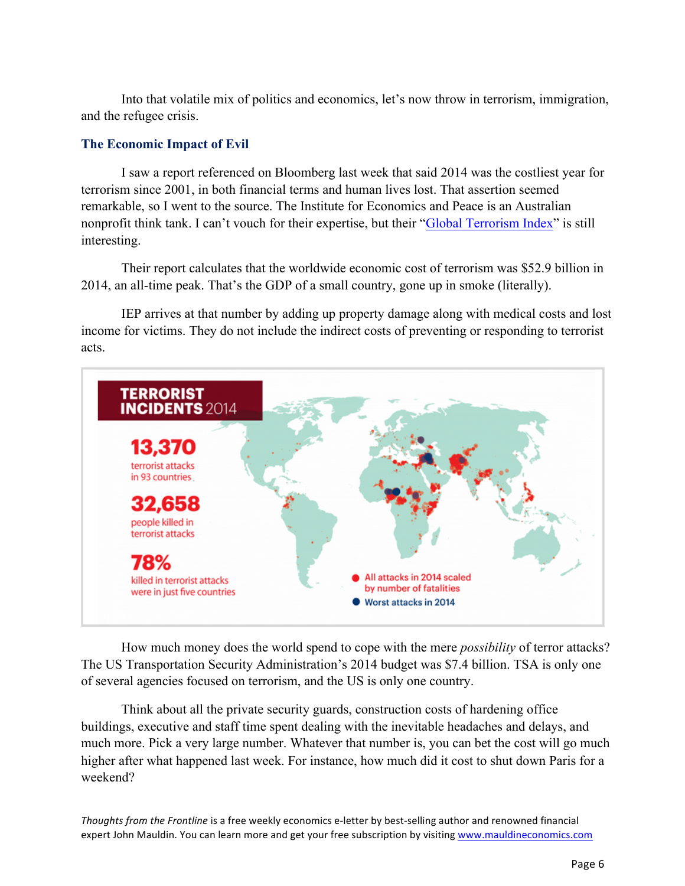Into that volatile mix of politics and economics, let's now throw in terrorism, immigration, and the refugee crisis.

## The Economic Impact of Evil

I saw a report referenced on Bloomberg last week that said 2014 was the costliest year for terrorism since 2001, in both financial terms and human lives lost. That assertion seemed remarkable, so I went to the source. The Institute for Economics and Peace is an Australian nonprofit think tank. I can't vouch for their expertise, but their "Global Terrorism Index" is still interesting.

Their report calculates that the worldwide economic cost of terrorism was $52.9 billion in 2014, an all-time peak. That's the GDP of a small country, gone up in smoke (literally).

IEP arrives at that number by adding up property damage along with medical costs and lost income for victims. They do not include the indirect costs of preventing or responding to terrorist acts.

**TERRORIST INCIDENTS 2014**

**13,370** terrorist attacks in 93 countries

**32,658** people killed in terrorist attacks

**78%** killed in terrorist attacks were in just five countries

● All attacks in 2014 scaled by number of fatalities
● Worst attacks in 2014

How much money does the world spend to cope with the mere *possibility* of terror attacks? The US Transportation Security Administration's 2014 budget was $7.4 billion. TSA is only one of several agencies focused on terrorism, and the US is only one country.

Think about all the private security guards, construction costs of hardening office buildings, executive and staff time spent dealing with the inevitable headaches and delays, and much more. Pick a very large number. Whatever that number is, you can bet the cost will go much higher after what happened last week. For instance, how much did it cost to shut down Paris for a weekend?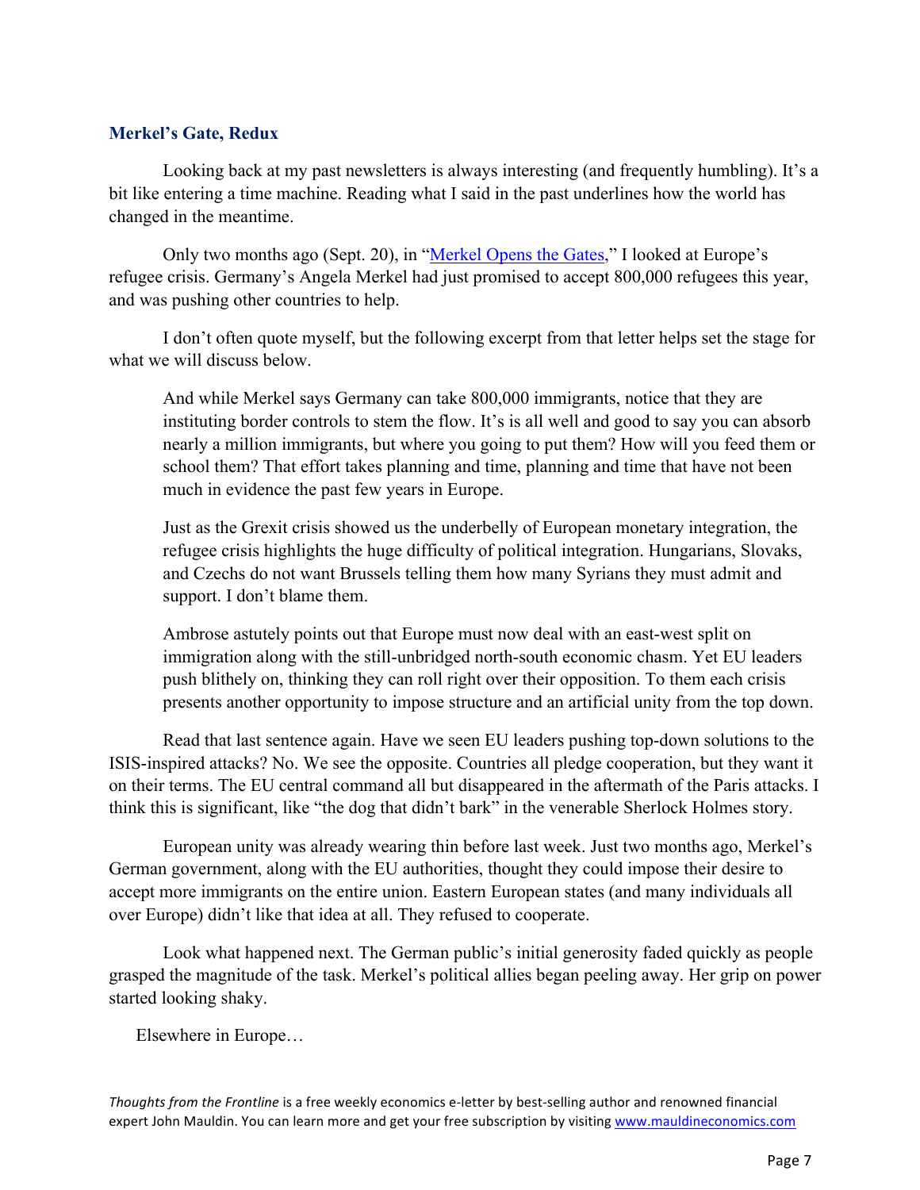## Merkel's Gate, Redux

Looking back at my past newsletters is always interesting (and frequently humbling). It's a bit like entering a time machine. Reading what I said in the past underlines how the world has changed in the meantime.

Only two months ago (Sept. 20), in "Merkel Opens the Gates," I looked at Europe's refugee crisis. Germany's Angela Merkel had just promised to accept 800,000 refugees this year, and was pushing other countries to help.

I don't often quote myself, but the following excerpt from that letter helps set the stage for what we will discuss below.

> And while Merkel says Germany can take 800,000 immigrants, notice that they are instituting border controls to stem the flow. It's is all well and good to say you can absorb nearly a million immigrants, but where you going to put them? How will you feed them or school them? That effort takes planning and time, planning and time that have not been much in evidence the past few years in Europe.
>
> Just as the Grexit crisis showed us the underbelly of European monetary integration, the refugee crisis highlights the huge difficulty of political integration. Hungarians, Slovaks, and Czechs do not want Brussels telling them how many Syrians they must admit and support. I don't blame them.
>
> Ambrose astutely points out that Europe must now deal with an east-west split on immigration along with the still-unbridged north-south economic chasm. Yet EU leaders push blithely on, thinking they can roll right over their opposition. To them each crisis presents another opportunity to impose structure and an artificial unity from the top down.

Read that last sentence again. Have we seen EU leaders pushing top-down solutions to the ISIS-inspired attacks? No. We see the opposite. Countries all pledge cooperation, but they want it on their terms. The EU central command all but disappeared in the aftermath of the Paris attacks. I think this is significant, like "the dog that didn't bark" in the venerable Sherlock Holmes story.

European unity was already wearing thin before last week. Just two months ago, Merkel's German government, along with the EU authorities, thought they could impose their desire to accept more immigrants on the entire union. Eastern European states (and many individuals all over Europe) didn't like that idea at all. They refused to cooperate.

Look what happened next. The German public's initial generosity faded quickly as people grasped the magnitude of the task. Merkel's political allies began peeling away. Her grip on power started looking shaky.

Elsewhere in Europe…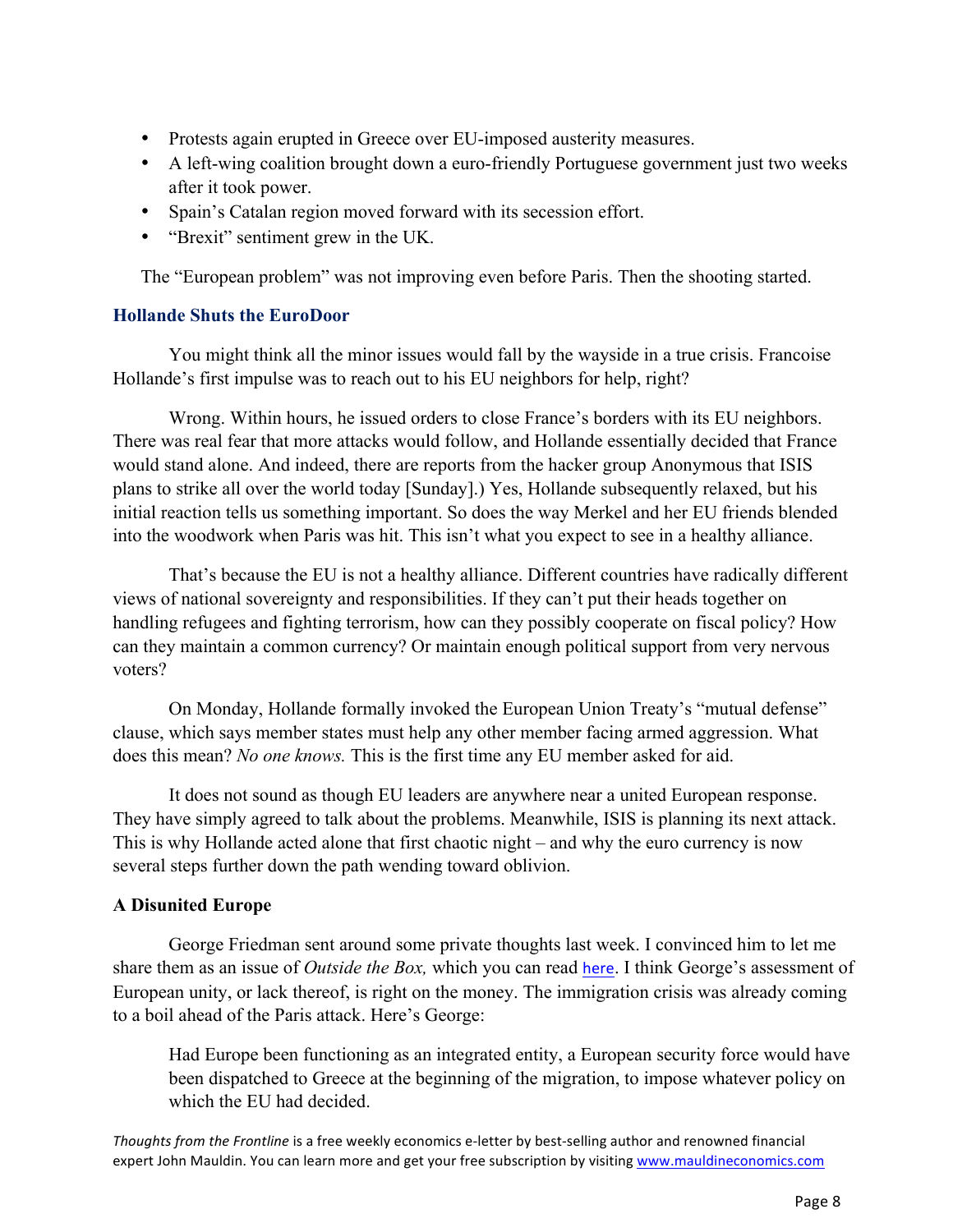- Protests again erupted in Greece over EU-imposed austerity measures.
- A left-wing coalition brought down a euro-friendly Portuguese government just two weeks after it took power.
- Spain's Catalan region moved forward with its secession effort.
- "Brexit" sentiment grew in the UK.

The "European problem" was not improving even before Paris. Then the shooting started.

### Hollande Shuts the EuroDoor

You might think all the minor issues would fall by the wayside in a true crisis. Francoise Hollande's first impulse was to reach out to his EU neighbors for help, right?

Wrong. Within hours, he issued orders to close France's borders with its EU neighbors. There was real fear that more attacks would follow, and Hollande essentially decided that France would stand alone. And indeed, there are reports from the hacker group Anonymous that ISIS plans to strike all over the world today [Sunday].) Yes, Hollande subsequently relaxed, but his initial reaction tells us something important. So does the way Merkel and her EU friends blended into the woodwork when Paris was hit. This isn't what you expect to see in a healthy alliance.

That's because the EU is not a healthy alliance. Different countries have radically different views of national sovereignty and responsibilities. If they can't put their heads together on handling refugees and fighting terrorism, how can they possibly cooperate on fiscal policy? How can they maintain a common currency? Or maintain enough political support from very nervous voters?

On Monday, Hollande formally invoked the European Union Treaty's "mutual defense" clause, which says member states must help any other member facing armed aggression. What does this mean? *No one knows.* This is the first time any EU member asked for aid.

It does not sound as though EU leaders are anywhere near a united European response. They have simply agreed to talk about the problems. Meanwhile, ISIS is planning its next attack. This is why Hollande acted alone that first chaotic night – and why the euro currency is now several steps further down the path wending toward oblivion.

### A Disunited Europe

George Friedman sent around some private thoughts last week. I convinced him to let me share them as an issue of *Outside the Box,* which you can read here. I think George's assessment of European unity, or lack thereof, is right on the money. The immigration crisis was already coming to a boil ahead of the Paris attack. Here's George:

> Had Europe been functioning as an integrated entity, a European security force would have been dispatched to Greece at the beginning of the migration, to impose whatever policy on which the EU had decided.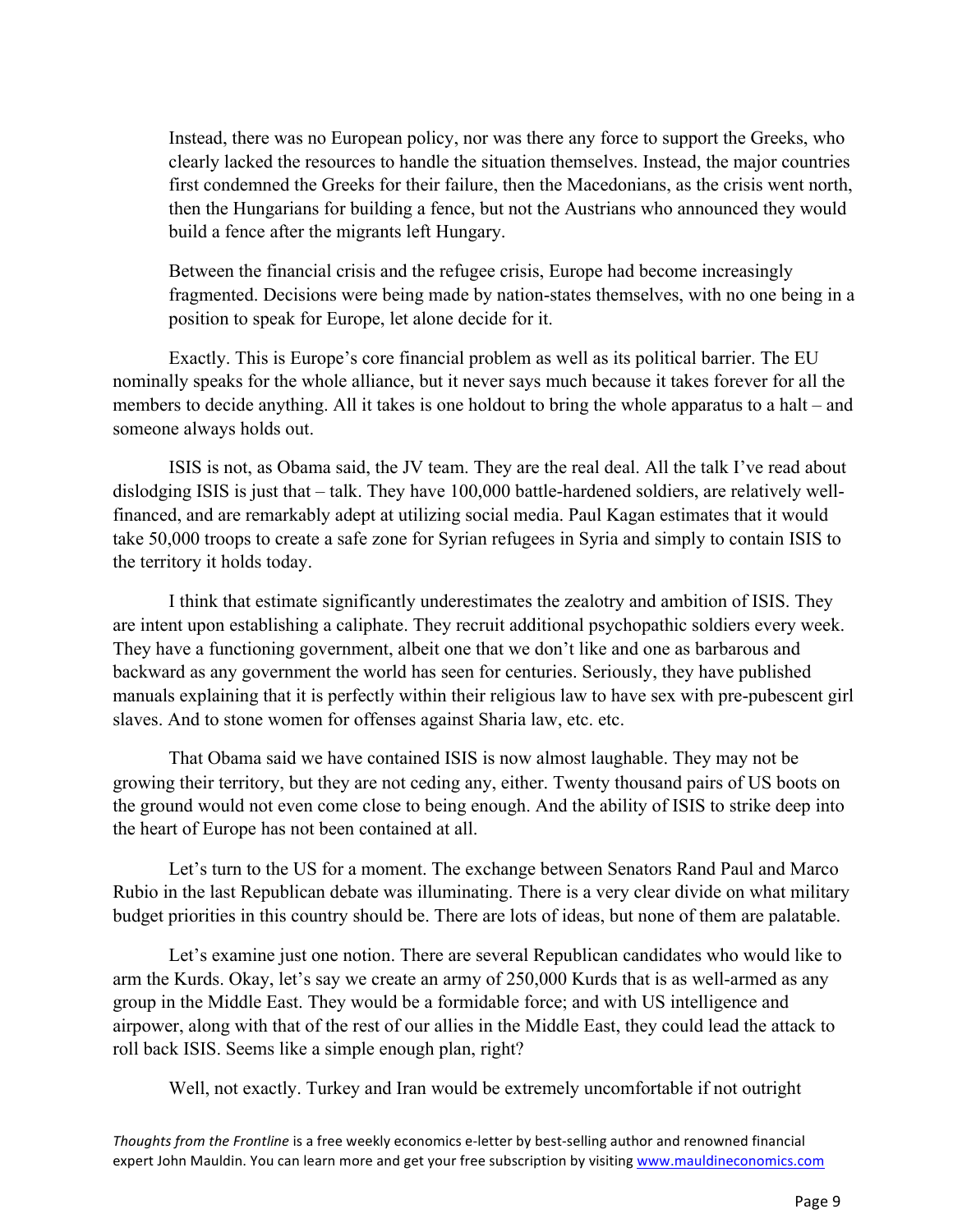> Instead, there was no European policy, nor was there any force to support the Greeks, who clearly lacked the resources to handle the situation themselves. Instead, the major countries first condemned the Greeks for their failure, then the Macedonians, as the crisis went north, then the Hungarians for building a fence, but not the Austrians who announced they would build a fence after the migrants left Hungary.
>
> Between the financial crisis and the refugee crisis, Europe had become increasingly fragmented. Decisions were being made by nation-states themselves, with no one being in a position to speak for Europe, let alone decide for it.

Exactly. This is Europe's core financial problem as well as its political barrier. The EU nominally speaks for the whole alliance, but it never says much because it takes forever for all the members to decide anything. All it takes is one holdout to bring the whole apparatus to a halt – and someone always holds out.

ISIS is not, as Obama said, the JV team. They are the real deal. All the talk I've read about dislodging ISIS is just that – talk. They have 100,000 battle-hardened soldiers, are relatively well-financed, and are remarkably adept at utilizing social media. Paul Kagan estimates that it would take 50,000 troops to create a safe zone for Syrian refugees in Syria and simply to contain ISIS to the territory it holds today.

I think that estimate significantly underestimates the zealotry and ambition of ISIS. They are intent upon establishing a caliphate. They recruit additional psychopathic soldiers every week. They have a functioning government, albeit one that we don't like and one as barbarous and backward as any government the world has seen for centuries. Seriously, they have published manuals explaining that it is perfectly within their religious law to have sex with pre-pubescent girl slaves. And to stone women for offenses against Sharia law, etc. etc.

That Obama said we have contained ISIS is now almost laughable. They may not be growing their territory, but they are not ceding any, either. Twenty thousand pairs of US boots on the ground would not even come close to being enough. And the ability of ISIS to strike deep into the heart of Europe has not been contained at all.

Let's turn to the US for a moment. The exchange between Senators Rand Paul and Marco Rubio in the last Republican debate was illuminating. There is a very clear divide on what military budget priorities in this country should be. There are lots of ideas, but none of them are palatable.

Let's examine just one notion. There are several Republican candidates who would like to arm the Kurds. Okay, let's say we create an army of 250,000 Kurds that is as well-armed as any group in the Middle East. They would be a formidable force; and with US intelligence and airpower, along with that of the rest of our allies in the Middle East, they could lead the attack to roll back ISIS. Seems like a simple enough plan, right?

Well, not exactly. Turkey and Iran would be extremely uncomfortable if not outright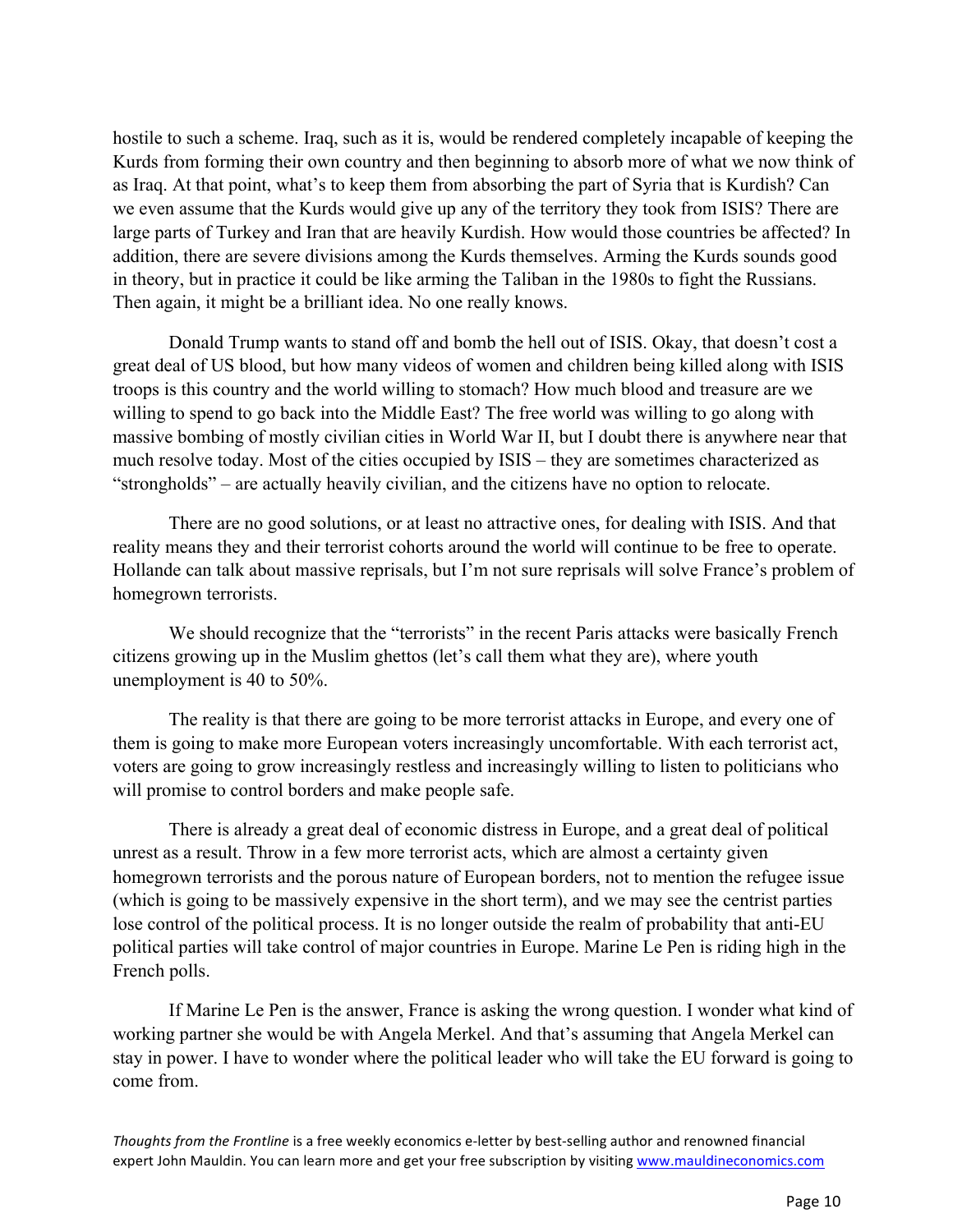hostile to such a scheme. Iraq, such as it is, would be rendered completely incapable of keeping the Kurds from forming their own country and then beginning to absorb more of what we now think of as Iraq. At that point, what's to keep them from absorbing the part of Syria that is Kurdish? Can we even assume that the Kurds would give up any of the territory they took from ISIS? There are large parts of Turkey and Iran that are heavily Kurdish. How would those countries be affected? In addition, there are severe divisions among the Kurds themselves. Arming the Kurds sounds good in theory, but in practice it could be like arming the Taliban in the 1980s to fight the Russians. Then again, it might be a brilliant idea. No one really knows.

Donald Trump wants to stand off and bomb the hell out of ISIS. Okay, that doesn't cost a great deal of US blood, but how many videos of women and children being killed along with ISIS troops is this country and the world willing to stomach? How much blood and treasure are we willing to spend to go back into the Middle East? The free world was willing to go along with massive bombing of mostly civilian cities in World War II, but I doubt there is anywhere near that much resolve today. Most of the cities occupied by ISIS – they are sometimes characterized as "strongholds" – are actually heavily civilian, and the citizens have no option to relocate.

There are no good solutions, or at least no attractive ones, for dealing with ISIS. And that reality means they and their terrorist cohorts around the world will continue to be free to operate. Hollande can talk about massive reprisals, but I'm not sure reprisals will solve France's problem of homegrown terrorists.

We should recognize that the "terrorists" in the recent Paris attacks were basically French citizens growing up in the Muslim ghettos (let's call them what they are), where youth unemployment is 40 to 50%.

The reality is that there are going to be more terrorist attacks in Europe, and every one of them is going to make more European voters increasingly uncomfortable. With each terrorist act, voters are going to grow increasingly restless and increasingly willing to listen to politicians who will promise to control borders and make people safe.

There is already a great deal of economic distress in Europe, and a great deal of political unrest as a result. Throw in a few more terrorist acts, which are almost a certainty given homegrown terrorists and the porous nature of European borders, not to mention the refugee issue (which is going to be massively expensive in the short term), and we may see the centrist parties lose control of the political process. It is no longer outside the realm of probability that anti-EU political parties will take control of major countries in Europe. Marine Le Pen is riding high in the French polls.

If Marine Le Pen is the answer, France is asking the wrong question. I wonder what kind of working partner she would be with Angela Merkel. And that's assuming that Angela Merkel can stay in power. I have to wonder where the political leader who will take the EU forward is going to come from.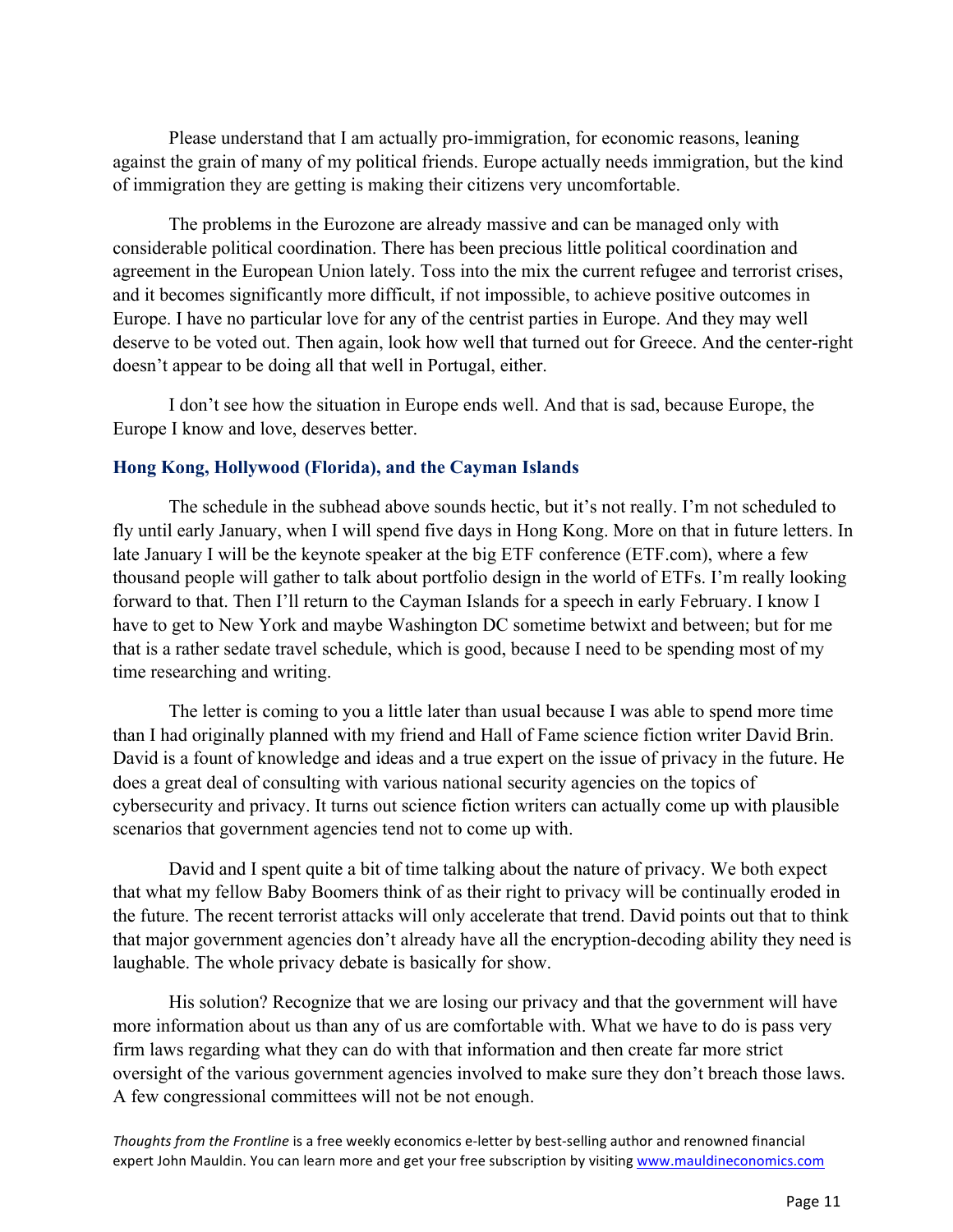Please understand that I am actually pro-immigration, for economic reasons, leaning against the grain of many of my political friends. Europe actually needs immigration, but the kind of immigration they are getting is making their citizens very uncomfortable.

The problems in the Eurozone are already massive and can be managed only with considerable political coordination. There has been precious little political coordination and agreement in the European Union lately. Toss into the mix the current refugee and terrorist crises, and it becomes significantly more difficult, if not impossible, to achieve positive outcomes in Europe. I have no particular love for any of the centrist parties in Europe. And they may well deserve to be voted out. Then again, look how well that turned out for Greece. And the center-right doesn't appear to be doing all that well in Portugal, either.

I don't see how the situation in Europe ends well. And that is sad, because Europe, the Europe I know and love, deserves better.

### Hong Kong, Hollywood (Florida), and the Cayman Islands

The schedule in the subhead above sounds hectic, but it's not really. I'm not scheduled to fly until early January, when I will spend five days in Hong Kong. More on that in future letters. In late January I will be the keynote speaker at the big ETF conference (ETF.com), where a few thousand people will gather to talk about portfolio design in the world of ETFs. I'm really looking forward to that. Then I'll return to the Cayman Islands for a speech in early February. I know I have to get to New York and maybe Washington DC sometime betwixt and between; but for me that is a rather sedate travel schedule, which is good, because I need to be spending most of my time researching and writing.

The letter is coming to you a little later than usual because I was able to spend more time than I had originally planned with my friend and Hall of Fame science fiction writer David Brin. David is a fount of knowledge and ideas and a true expert on the issue of privacy in the future. He does a great deal of consulting with various national security agencies on the topics of cybersecurity and privacy. It turns out science fiction writers can actually come up with plausible scenarios that government agencies tend not to come up with.

David and I spent quite a bit of time talking about the nature of privacy. We both expect that what my fellow Baby Boomers think of as their right to privacy will be continually eroded in the future. The recent terrorist attacks will only accelerate that trend. David points out that to think that major government agencies don't already have all the encryption-decoding ability they need is laughable. The whole privacy debate is basically for show.

His solution? Recognize that we are losing our privacy and that the government will have more information about us than any of us are comfortable with. What we have to do is pass very firm laws regarding what they can do with that information and then create far more strict oversight of the various government agencies involved to make sure they don't breach those laws. A few congressional committees will not be not enough.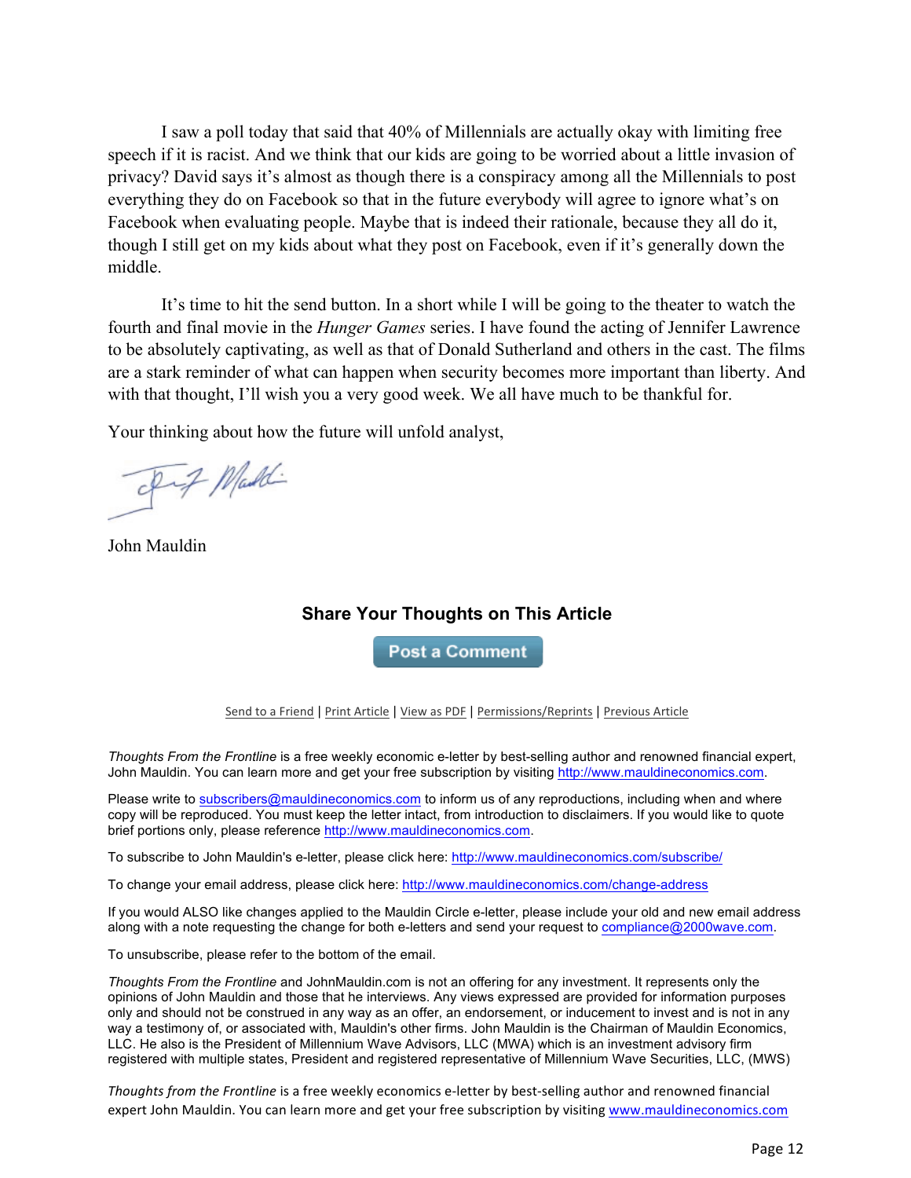I saw a poll today that said that 40% of Millennials are actually okay with limiting free speech if it is racist. And we think that our kids are going to be worried about a little invasion of privacy? David says it's almost as though there is a conspiracy among all the Millennials to post everything they do on Facebook so that in the future everybody will agree to ignore what's on Facebook when evaluating people. Maybe that is indeed their rationale, because they all do it, though I still get on my kids about what they post on Facebook, even if it's generally down the middle.

It's time to hit the send button. In a short while I will be going to the theater to watch the fourth and final movie in the *Hunger Games* series. I have found the acting of Jennifer Lawrence to be absolutely captivating, as well as that of Donald Sutherland and others in the cast. The films are a stark reminder of what can happen when security becomes more important than liberty. And with that thought, I'll wish you a very good week. We all have much to be thankful for.

Your thinking about how the future will unfold analyst,

John Mauldin

### Share Your Thoughts on This Article

Post a Comment

Send to a Friend | Print Article | View as PDF | Permissions/Reprints | Previous Article

*Thoughts From the Frontline* is a free weekly economic e-letter by best-selling author and renowned financial expert, John Mauldin. You can learn more and get your free subscription by visiting http://www.mauldineconomics.com.

Please write to subscribers@mauldineconomics.com to inform us of any reproductions, including when and where copy will be reproduced. You must keep the letter intact, from introduction to disclaimers. If you would like to quote brief portions only, please reference http://www.mauldineconomics.com.

To subscribe to John Mauldin's e-letter, please click here: http://www.mauldineconomics.com/subscribe/

To change your email address, please click here: http://www.mauldineconomics.com/change-address

If you would ALSO like changes applied to the Mauldin Circle e-letter, please include your old and new email address along with a note requesting the change for both e-letters and send your request to compliance@2000wave.com.

To unsubscribe, please refer to the bottom of the email.

*Thoughts From the Frontline* and JohnMauldin.com is not an offering for any investment. It represents only the opinions of John Mauldin and those that he interviews. Any views expressed are provided for information purposes only and should not be construed in any way as an offer, an endorsement, or inducement to invest and is not in any way a testimony of, or associated with, Mauldin's other firms. John Mauldin is the Chairman of Mauldin Economics, LLC. He also is the President of Millennium Wave Advisors, LLC (MWA) which is an investment advisory firm registered with multiple states, President and registered representative of Millennium Wave Securities, LLC, (MWS)

*Thoughts from the Frontline* is a free weekly economics e-letter by best-selling author and renowned financial expert John Mauldin. You can learn more and get your free subscription by visiting www.mauldineconomics.com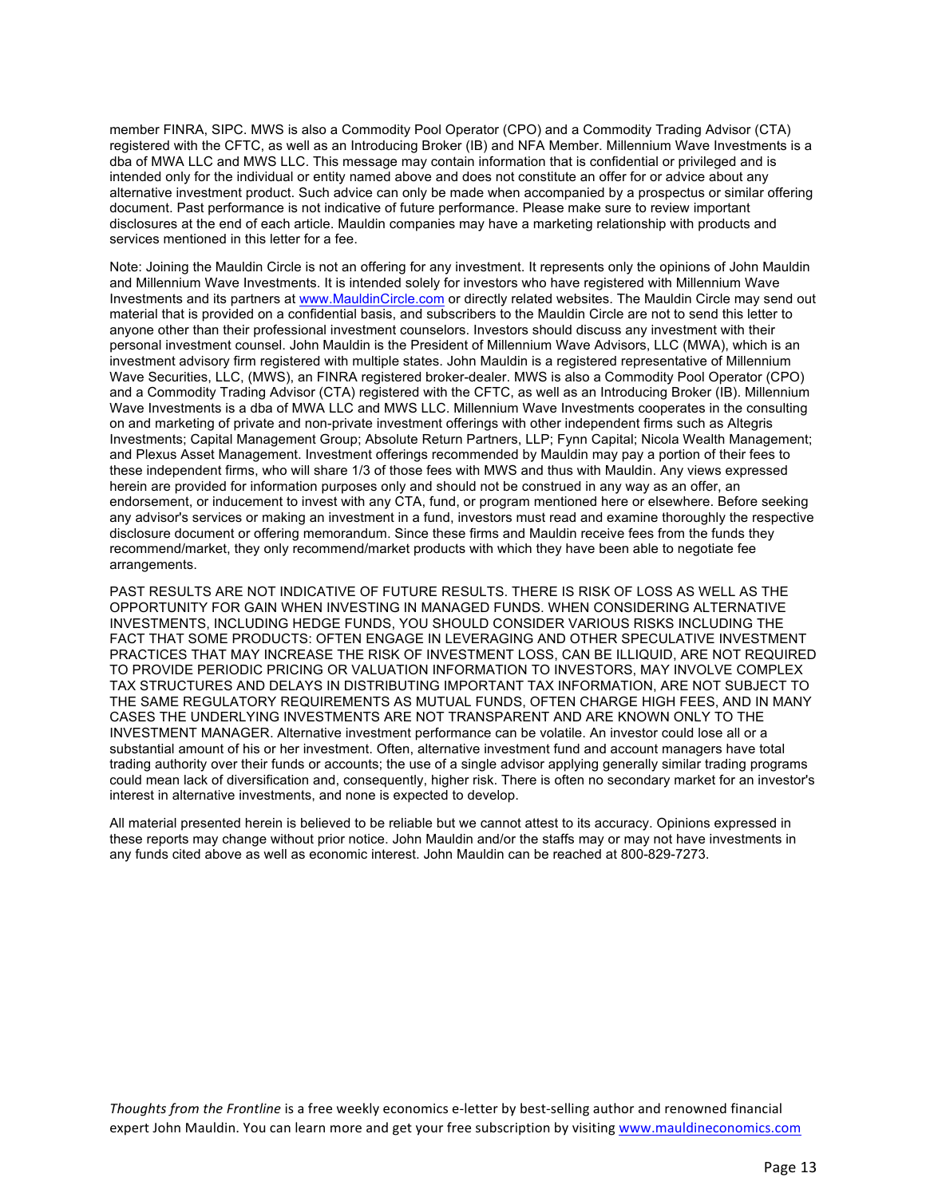member FINRA, SIPC. MWS is also a Commodity Pool Operator (CPO) and a Commodity Trading Advisor (CTA) registered with the CFTC, as well as an Introducing Broker (IB) and NFA Member. Millennium Wave Investments is a dba of MWA LLC and MWS LLC. This message may contain information that is confidential or privileged and is intended only for the individual or entity named above and does not constitute an offer for or advice about any alternative investment product. Such advice can only be made when accompanied by a prospectus or similar offering document. Past performance is not indicative of future performance. Please make sure to review important disclosures at the end of each article. Mauldin companies may have a marketing relationship with products and services mentioned in this letter for a fee.

Note: Joining the Mauldin Circle is not an offering for any investment. It represents only the opinions of John Mauldin and Millennium Wave Investments. It is intended solely for investors who have registered with Millennium Wave Investments and its partners at [www.MauldinCircle.com](http://www.MauldinCircle.com) or directly related websites. The Mauldin Circle may send out material that is provided on a confidential basis, and subscribers to the Mauldin Circle are not to send this letter to anyone other than their professional investment counselors. Investors should discuss any investment with their personal investment counsel. John Mauldin is the President of Millennium Wave Advisors, LLC (MWA), which is an investment advisory firm registered with multiple states. John Mauldin is a registered representative of Millennium Wave Securities, LLC, (MWS), an FINRA registered broker-dealer. MWS is also a Commodity Pool Operator (CPO) and a Commodity Trading Advisor (CTA) registered with the CFTC, as well as an Introducing Broker (IB). Millennium Wave Investments is a dba of MWA LLC and MWS LLC. Millennium Wave Investments cooperates in the consulting on and marketing of private and non-private investment offerings with other independent firms such as Altegris Investments; Capital Management Group; Absolute Return Partners, LLP; Fynn Capital; Nicola Wealth Management; and Plexus Asset Management. Investment offerings recommended by Mauldin may pay a portion of their fees to these independent firms, who will share 1/3 of those fees with MWS and thus with Mauldin. Any views expressed herein are provided for information purposes only and should not be construed in any way as an offer, an endorsement, or inducement to invest with any CTA, fund, or program mentioned here or elsewhere. Before seeking any advisor's services or making an investment in a fund, investors must read and examine thoroughly the respective disclosure document or offering memorandum. Since these firms and Mauldin receive fees from the funds they recommend/market, they only recommend/market products with which they have been able to negotiate fee arrangements.

PAST RESULTS ARE NOT INDICATIVE OF FUTURE RESULTS. THERE IS RISK OF LOSS AS WELL AS THE OPPORTUNITY FOR GAIN WHEN INVESTING IN MANAGED FUNDS. WHEN CONSIDERING ALTERNATIVE INVESTMENTS, INCLUDING HEDGE FUNDS, YOU SHOULD CONSIDER VARIOUS RISKS INCLUDING THE FACT THAT SOME PRODUCTS: OFTEN ENGAGE IN LEVERAGING AND OTHER SPECULATIVE INVESTMENT PRACTICES THAT MAY INCREASE THE RISK OF INVESTMENT LOSS, CAN BE ILLIQUID, ARE NOT REQUIRED TO PROVIDE PERIODIC PRICING OR VALUATION INFORMATION TO INVESTORS, MAY INVOLVE COMPLEX TAX STRUCTURES AND DELAYS IN DISTRIBUTING IMPORTANT TAX INFORMATION, ARE NOT SUBJECT TO THE SAME REGULATORY REQUIREMENTS AS MUTUAL FUNDS, OFTEN CHARGE HIGH FEES, AND IN MANY CASES THE UNDERLYING INVESTMENTS ARE NOT TRANSPARENT AND ARE KNOWN ONLY TO THE INVESTMENT MANAGER. Alternative investment performance can be volatile. An investor could lose all or a substantial amount of his or her investment. Often, alternative investment fund and account managers have total trading authority over their funds or accounts; the use of a single advisor applying generally similar trading programs could mean lack of diversification and, consequently, higher risk. There is often no secondary market for an investor's interest in alternative investments, and none is expected to develop.

All material presented herein is believed to be reliable but we cannot attest to its accuracy. Opinions expressed in these reports may change without prior notice. John Mauldin and/or the staffs may or may not have investments in any funds cited above as well as economic interest. John Mauldin can be reached at 800-829-7273.